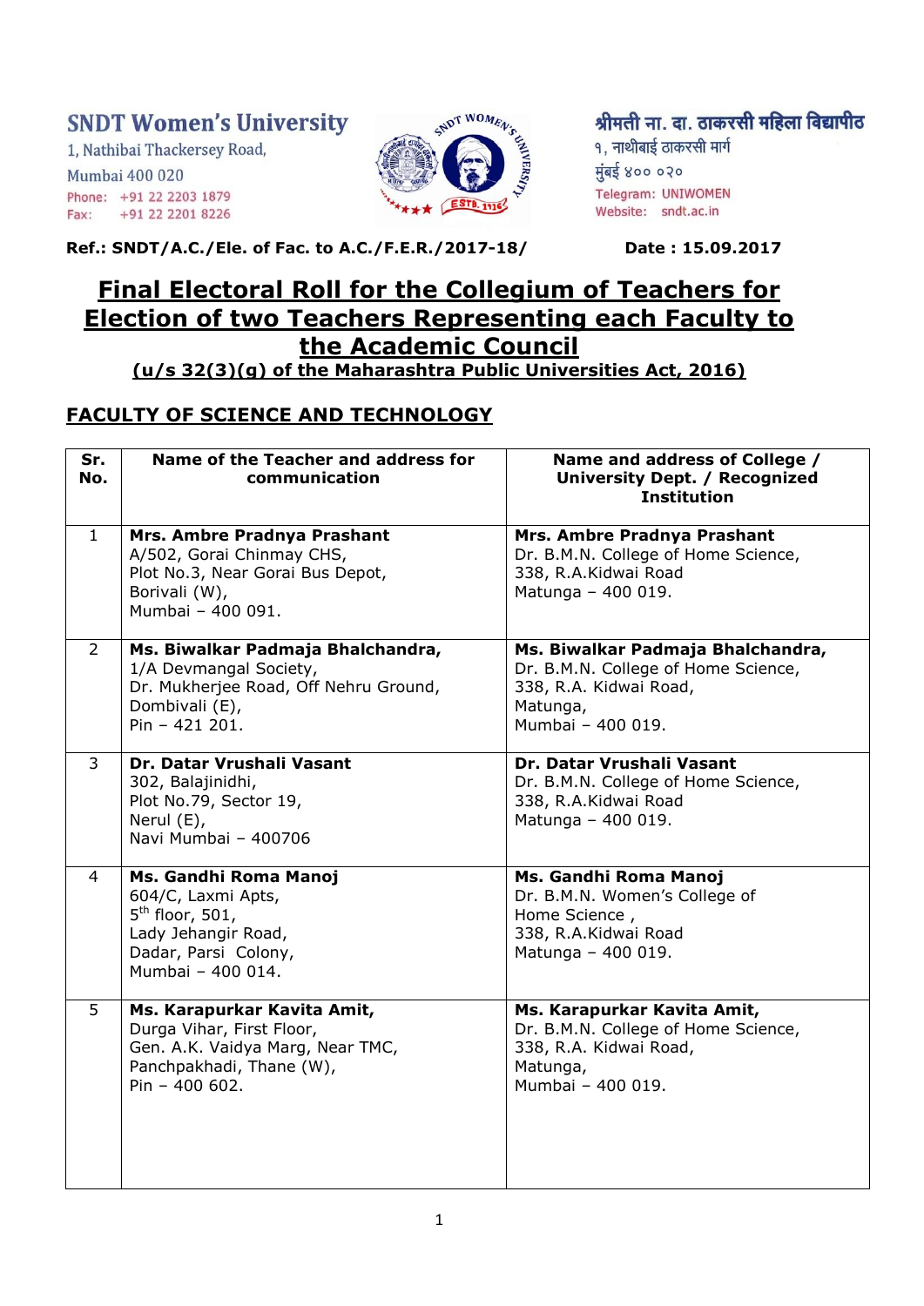**SNDT Women's University**
1, Nathibai Thackersey Road,
Mumbai 400 020
Phone: +91 22 2203 1879
Fax: +91 22 2201 8226

**श्रीमती ना. दा. ठाकरसी महिला विद्यापीठ**
१, नाथीबाई ठाकरसी मार्ग
मुंबई ४०० ०२०
Telegram: UNIWOMEN
Website: sndt.ac.in

**Ref.: SNDT/A.C./Ele. of Fac. to A.C./F.E.R./2017-18/** **Date : 15.09.2017**

# Final Electoral Roll for the Collegium of Teachers for Election of two Teachers Representing each Faculty to the Academic Council

**(u/s 32(3)(g) of the Maharashtra Public Universities Act, 2016)**

## FACULTY OF SCIENCE AND TECHNOLOGY

| Sr. No. | Name of the Teacher and address for communication | Name and address of College / University Dept. / Recognized Institution |
|---|---|---|
| 1 | **Mrs. Ambre Pradnya Prashant**<br>A/502, Gorai Chinmay CHS,<br>Plot No.3, Near Gorai Bus Depot,<br>Borivali (W),<br>Mumbai – 400 091. | **Mrs. Ambre Pradnya Prashant**<br>Dr. B.M.N. College of Home Science,<br>338, R.A.Kidwai Road<br>Matunga – 400 019. |
| 2 | **Ms. Biwalkar Padmaja Bhalchandra,**<br>1/A Devmangal Society,<br>Dr. Mukherjee Road, Off Nehru Ground,<br>Dombivali (E),<br>Pin – 421 201. | **Ms. Biwalkar Padmaja Bhalchandra,**<br>Dr. B.M.N. College of Home Science,<br>338, R.A. Kidwai Road,<br>Matunga,<br>Mumbai – 400 019. |
| 3 | **Dr. Datar Vrushali Vasant**<br>302, Balajinidhi,<br>Plot No.79, Sector 19,<br>Nerul (E),<br>Navi Mumbai – 400706 | **Dr. Datar Vrushali Vasant**<br>Dr. B.M.N. College of Home Science,<br>338, R.A.Kidwai Road<br>Matunga – 400 019. |
| 4 | **Ms. Gandhi Roma Manoj**<br>604/C, Laxmi Apts,<br>5th floor, 501,<br>Lady Jehangir Road,<br>Dadar, Parsi Colony,<br>Mumbai – 400 014. | **Ms. Gandhi Roma Manoj**<br>Dr. B.M.N. Women's College of Home Science ,<br>338, R.A.Kidwai Road<br>Matunga – 400 019. |
| 5 | **Ms. Karapurkar Kavita Amit,**<br>Durga Vihar, First Floor,<br>Gen. A.K. Vaidya Marg, Near TMC,<br>Panchpakhadi, Thane (W),<br>Pin – 400 602. | **Ms. Karapurkar Kavita Amit,**<br>Dr. B.M.N. College of Home Science,<br>338, R.A. Kidwai Road,<br>Matunga,<br>Mumbai – 400 019. |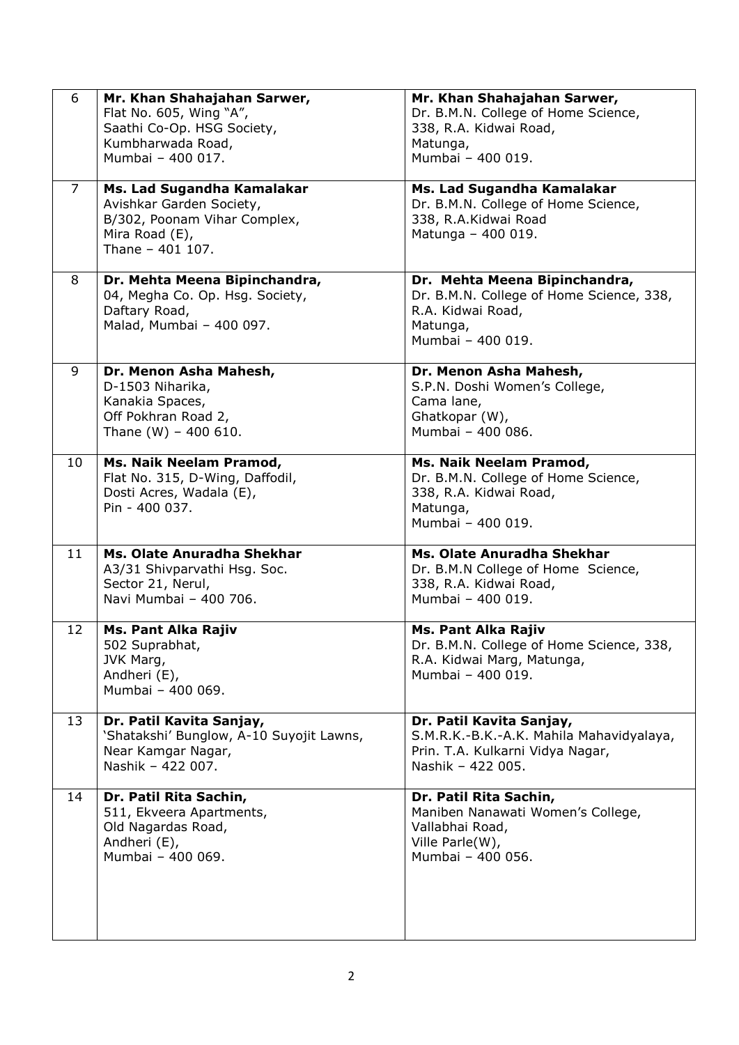| 6 | **Mr. Khan Shahajahan Sarwer,**<br>Flat No. 605, Wing "A",<br>Saathi Co-Op. HSG Society,<br>Kumbharwada Road,<br>Mumbai – 400 017. | **Mr. Khan Shahajahan Sarwer,**<br>Dr. B.M.N. College of Home Science,<br>338, R.A. Kidwai Road,<br>Matunga,<br>Mumbai – 400 019. |
|---|---|---|
| 7 | **Ms. Lad Sugandha Kamalakar**<br>Avishkar Garden Society,<br>B/302, Poonam Vihar Complex,<br>Mira Road (E),<br>Thane – 401 107. | **Ms. Lad Sugandha Kamalakar**<br>Dr. B.M.N. College of Home Science,<br>338, R.A.Kidwai Road<br>Matunga – 400 019. |
| 8 | **Dr. Mehta Meena Bipinchandra,**<br>04, Megha Co. Op. Hsg. Society,<br>Daftary Road,<br>Malad, Mumbai – 400 097. | **Dr. Mehta Meena Bipinchandra,**<br>Dr. B.M.N. College of Home Science, 338,<br>R.A. Kidwai Road,<br>Matunga,<br>Mumbai – 400 019. |
| 9 | **Dr. Menon Asha Mahesh,**<br>D-1503 Niharika,<br>Kanakia Spaces,<br>Off Pokhran Road 2,<br>Thane (W) – 400 610. | **Dr. Menon Asha Mahesh,**<br>S.P.N. Doshi Women's College,<br>Cama lane,<br>Ghatkopar (W),<br>Mumbai – 400 086. |
| 10 | **Ms. Naik Neelam Pramod,**<br>Flat No. 315, D-Wing, Daffodil,<br>Dosti Acres, Wadala (E),<br>Pin - 400 037. | **Ms. Naik Neelam Pramod,**<br>Dr. B.M.N. College of Home Science,<br>338, R.A. Kidwai Road,<br>Matunga,<br>Mumbai – 400 019. |
| 11 | **Ms. Olate Anuradha Shekhar**<br>A3/31 Shivparvathi Hsg. Soc.<br>Sector 21, Nerul,<br>Navi Mumbai – 400 706. | **Ms. Olate Anuradha Shekhar**<br>Dr. B.M.N College of Home Science,<br>338, R.A. Kidwai Road,<br>Mumbai – 400 019. |
| 12 | **Ms. Pant Alka Rajiv**<br>502 Suprabhat,<br>JVK Marg,<br>Andheri (E),<br>Mumbai – 400 069. | **Ms. Pant Alka Rajiv**<br>Dr. B.M.N. College of Home Science, 338,<br>R.A. Kidwai Marg, Matunga,<br>Mumbai – 400 019. |
| 13 | **Dr. Patil Kavita Sanjay,**<br>'Shatakshi' Bunglow, A-10 Suyojit Lawns,<br>Near Kamgar Nagar,<br>Nashik – 422 007. | **Dr. Patil Kavita Sanjay,**<br>S.M.R.K.-B.K.-A.K. Mahila Mahavidyalaya,<br>Prin. T.A. Kulkarni Vidya Nagar,<br>Nashik – 422 005. |
| 14 | **Dr. Patil Rita Sachin,**<br>511, Ekveera Apartments,<br>Old Nagardas Road,<br>Andheri (E),<br>Mumbai – 400 069. | **Dr. Patil Rita Sachin,**<br>Maniben Nanawati Women's College,<br>Vallabhai Road,<br>Ville Parle(W),<br>Mumbai – 400 056. |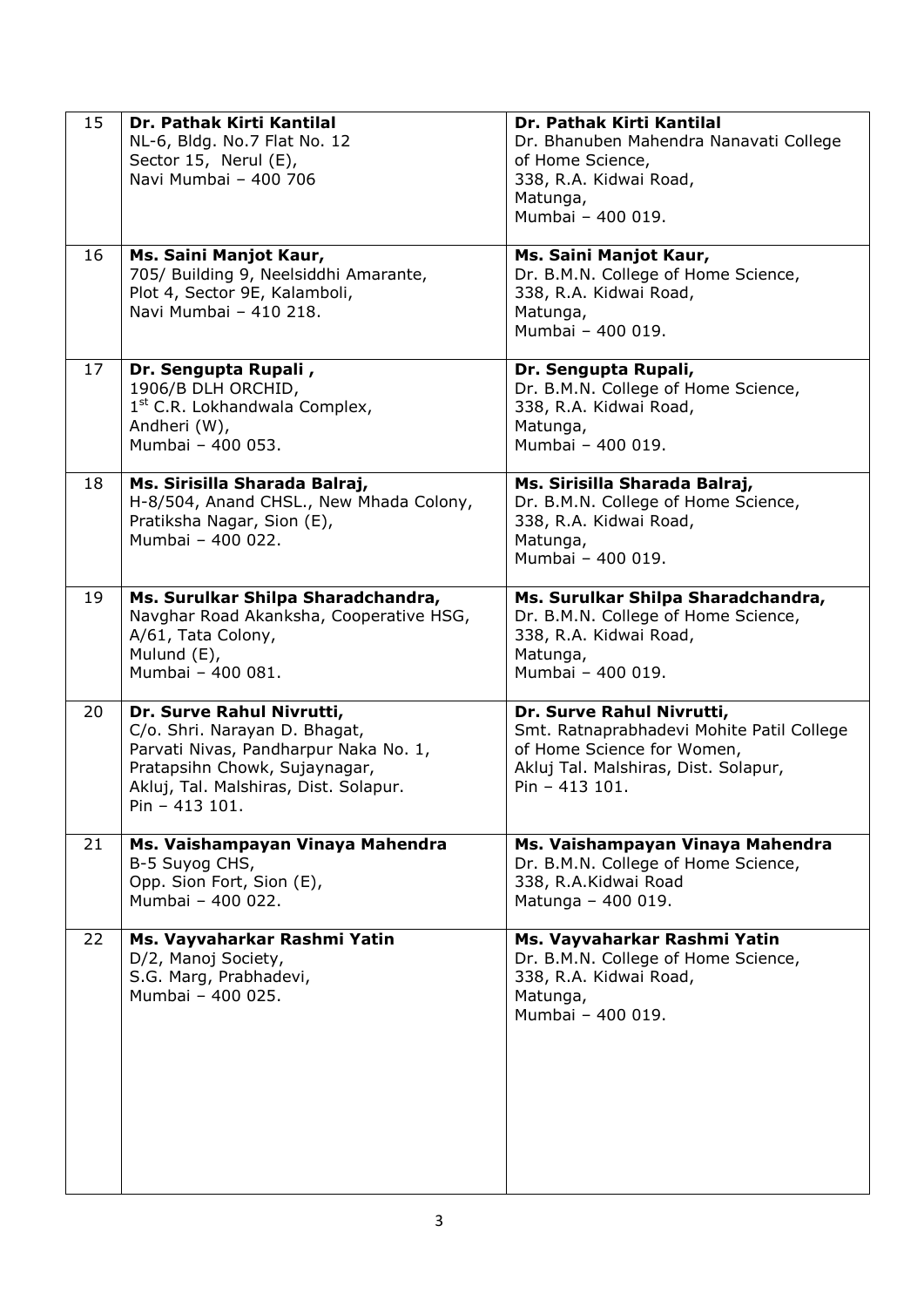| | | |
|---|---|---|
| 15 | **Dr. Pathak Kirti Kantilal**<br>NL-6, Bldg. No.7 Flat No. 12<br>Sector 15, Nerul (E),<br>Navi Mumbai – 400 706 | **Dr. Pathak Kirti Kantilal**<br>Dr. Bhanuben Mahendra Nanavati College of Home Science,<br>338, R.A. Kidwai Road,<br>Matunga,<br>Mumbai – 400 019. |
| 16 | **Ms. Saini Manjot Kaur,**<br>705/ Building 9, Neelsiddhi Amarante,<br>Plot 4, Sector 9E, Kalamboli,<br>Navi Mumbai – 410 218. | **Ms. Saini Manjot Kaur,**<br>Dr. B.M.N. College of Home Science,<br>338, R.A. Kidwai Road,<br>Matunga,<br>Mumbai – 400 019. |
| 17 | **Dr. Sengupta Rupali ,**<br>1906/B DLH ORCHID,<br>1st C.R. Lokhandwala Complex,<br>Andheri (W),<br>Mumbai – 400 053. | **Dr. Sengupta Rupali,**<br>Dr. B.M.N. College of Home Science,<br>338, R.A. Kidwai Road,<br>Matunga,<br>Mumbai – 400 019. |
| 18 | **Ms. Sirisilla Sharada Balraj,**<br>H-8/504, Anand CHSL., New Mhada Colony,<br>Pratiksha Nagar, Sion (E),<br>Mumbai – 400 022. | **Ms. Sirisilla Sharada Balraj,**<br>Dr. B.M.N. College of Home Science,<br>338, R.A. Kidwai Road,<br>Matunga,<br>Mumbai – 400 019. |
| 19 | **Ms. Surulkar Shilpa Sharadchandra,**<br>Navghar Road Akanksha, Cooperative HSG,<br>A/61, Tata Colony,<br>Mulund (E),<br>Mumbai – 400 081. | **Ms. Surulkar Shilpa Sharadchandra,**<br>Dr. B.M.N. College of Home Science,<br>338, R.A. Kidwai Road,<br>Matunga,<br>Mumbai – 400 019. |
| 20 | **Dr. Surve Rahul Nivrutti,**<br>C/o. Shri. Narayan D. Bhagat,<br>Parvati Nivas, Pandharpur Naka No. 1,<br>Pratapsihn Chowk, Sujaynagar,<br>Akluj, Tal. Malshiras, Dist. Solapur.<br>Pin – 413 101. | **Dr. Surve Rahul Nivrutti,**<br>Smt. Ratnaprabhadevi Mohite Patil College of Home Science for Women,<br>Akluj Tal. Malshiras, Dist. Solapur,<br>Pin – 413 101. |
| 21 | **Ms. Vaishampayan Vinaya Mahendra**<br>B-5 Suyog CHS,<br>Opp. Sion Fort, Sion (E),<br>Mumbai – 400 022. | **Ms. Vaishampayan Vinaya Mahendra**<br>Dr. B.M.N. College of Home Science,<br>338, R.A.Kidwai Road<br>Matunga – 400 019. |
| 22 | **Ms. Vayvaharkar Rashmi Yatin**<br>D/2, Manoj Society,<br>S.G. Marg, Prabhadevi,<br>Mumbai – 400 025. | **Ms. Vayvaharkar Rashmi Yatin**<br>Dr. B.M.N. College of Home Science,<br>338, R.A. Kidwai Road,<br>Matunga,<br>Mumbai – 400 019. |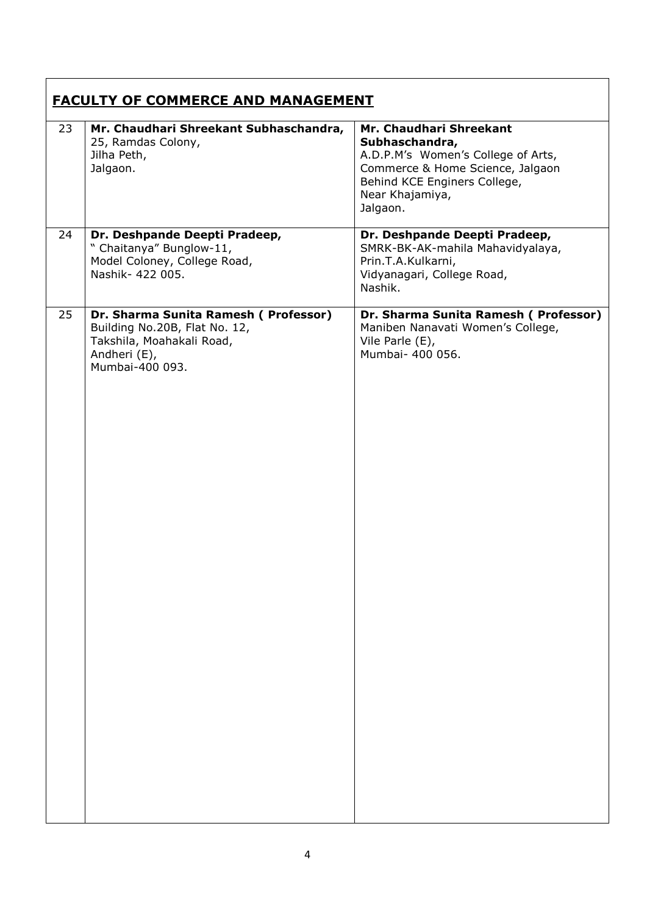## FACULTY OF COMMERCE AND MANAGEMENT

| | | |
|---|---|---|
| 23 | **Mr. Chaudhari Shreekant Subhaschandra,**<br>25, Ramdas Colony,<br>Jilha Peth,<br>Jalgaon. | **Mr. Chaudhari Shreekant Subhaschandra,**<br>A.D.P.M's Women's College of Arts, Commerce & Home Science, Jalgaon<br>Behind KCE Enginers College,<br>Near Khajamiya,<br>Jalgaon. |
| 24 | **Dr. Deshpande Deepti Pradeep,**<br>" Chaitanya" Bunglow-11,<br>Model Coloney, College Road,<br>Nashik- 422 005. | **Dr. Deshpande Deepti Pradeep,**<br>SMRK-BK-AK-mahila Mahavidyalaya,<br>Prin.T.A.Kulkarni,<br>Vidyanagari, College Road,<br>Nashik. |
| 25 | **Dr. Sharma Sunita Ramesh ( Professor)**<br>Building No.20B, Flat No. 12,<br>Takshila, Moahakali Road,<br>Andheri (E),<br>Mumbai-400 093. | **Dr. Sharma Sunita Ramesh ( Professor)**<br>Maniben Nanavati Women's College,<br>Vile Parle (E),<br>Mumbai- 400 056. |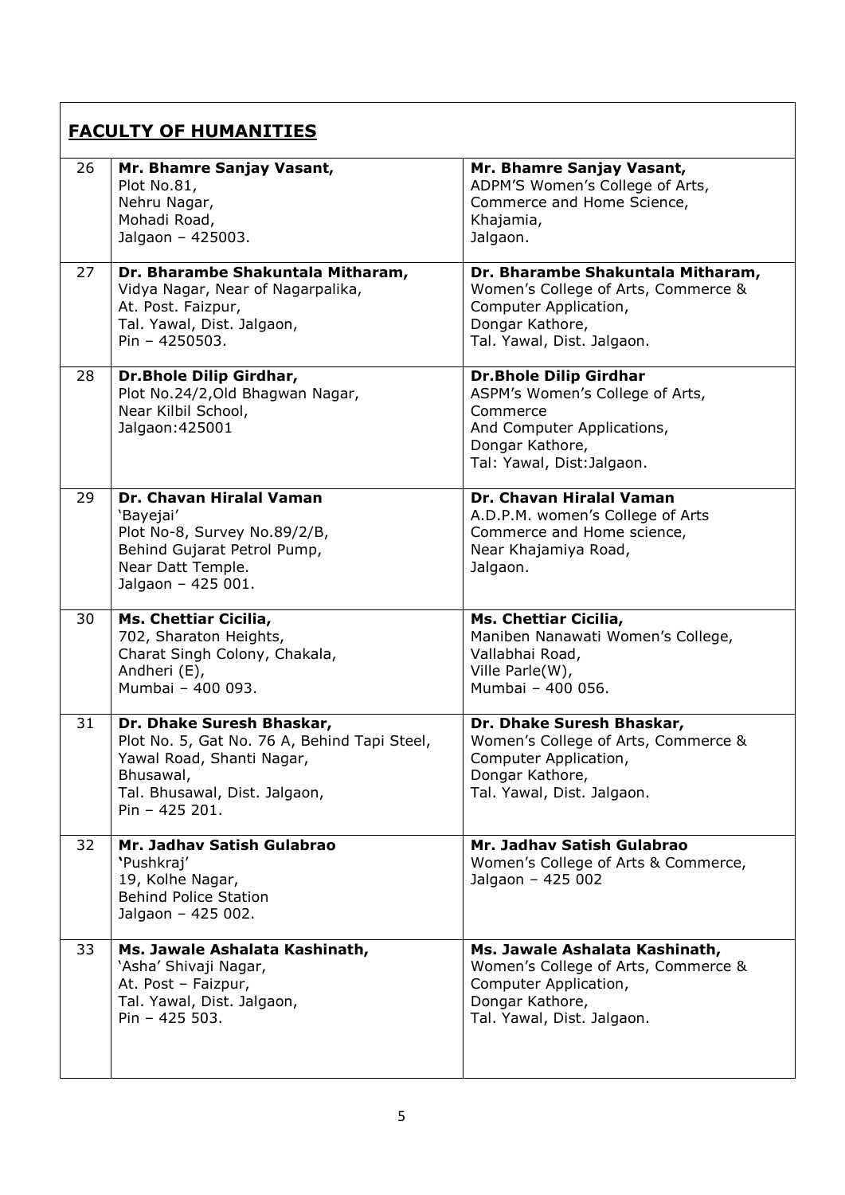## FACULTY OF HUMANITIES

| | | |
|---|---|---|
| 26 | **Mr. Bhamre Sanjay Vasant,**<br>Plot No.81,<br>Nehru Nagar,<br>Mohadi Road,<br>Jalgaon – 425003. | **Mr. Bhamre Sanjay Vasant,**<br>ADPM'S Women's College of Arts,<br>Commerce and Home Science,<br>Khajamia,<br>Jalgaon. |
| 27 | **Dr. Bharambe Shakuntala Mitharam,**<br>Vidya Nagar, Near of Nagarpalika,<br>At. Post. Faizpur,<br>Tal. Yawal, Dist. Jalgaon,<br>Pin – 4250503. | **Dr. Bharambe Shakuntala Mitharam,**<br>Women's College of Arts, Commerce &<br>Computer Application,<br>Dongar Kathore,<br>Tal. Yawal, Dist. Jalgaon. |
| 28 | **Dr.Bhole Dilip Girdhar,**<br>Plot No.24/2,Old Bhagwan Nagar,<br>Near Kilbil School,<br>Jalgaon:425001 | **Dr.Bhole Dilip Girdhar**<br>ASPM's Women's College of Arts,<br>Commerce<br>And Computer Applications,<br>Dongar Kathore,<br>Tal: Yawal, Dist:Jalgaon. |
| 29 | **Dr. Chavan Hiralal Vaman**<br>'Bayejai'<br>Plot No-8, Survey No.89/2/B,<br>Behind Gujarat Petrol Pump,<br>Near Datt Temple.<br>Jalgaon – 425 001. | **Dr. Chavan Hiralal Vaman**<br>A.D.P.M. women's College of Arts<br>Commerce and Home science,<br>Near Khajamiya Road,<br>Jalgaon. |
| 30 | **Ms. Chettiar Cicilia,**<br>702, Sharaton Heights,<br>Charat Singh Colony, Chakala,<br>Andheri (E),<br>Mumbai – 400 093. | **Ms. Chettiar Cicilia,**<br>Maniben Nanawati Women's College,<br>Vallabhai Road,<br>Ville Parle(W),<br>Mumbai – 400 056. |
| 31 | **Dr. Dhake Suresh Bhaskar,**<br>Plot No. 5, Gat No. 76 A, Behind Tapi Steel,<br>Yawal Road, Shanti Nagar,<br>Bhusawal,<br>Tal. Bhusawal, Dist. Jalgaon,<br>Pin – 425 201. | **Dr. Dhake Suresh Bhaskar,**<br>Women's College of Arts, Commerce &<br>Computer Application,<br>Dongar Kathore,<br>Tal. Yawal, Dist. Jalgaon. |
| 32 | **Mr. Jadhav Satish Gulabrao**<br>'Pushkraj'<br>19, Kolhe Nagar,<br>Behind Police Station<br>Jalgaon – 425 002. | **Mr. Jadhav Satish Gulabrao**<br>Women's College of Arts & Commerce,<br>Jalgaon – 425 002 |
| 33 | **Ms. Jawale Ashalata Kashinath,**<br>'Asha' Shivaji Nagar,<br>At. Post – Faizpur,<br>Tal. Yawal, Dist. Jalgaon,<br>Pin – 425 503. | **Ms. Jawale Ashalata Kashinath,**<br>Women's College of Arts, Commerce &<br>Computer Application,<br>Dongar Kathore,<br>Tal. Yawal, Dist. Jalgaon. |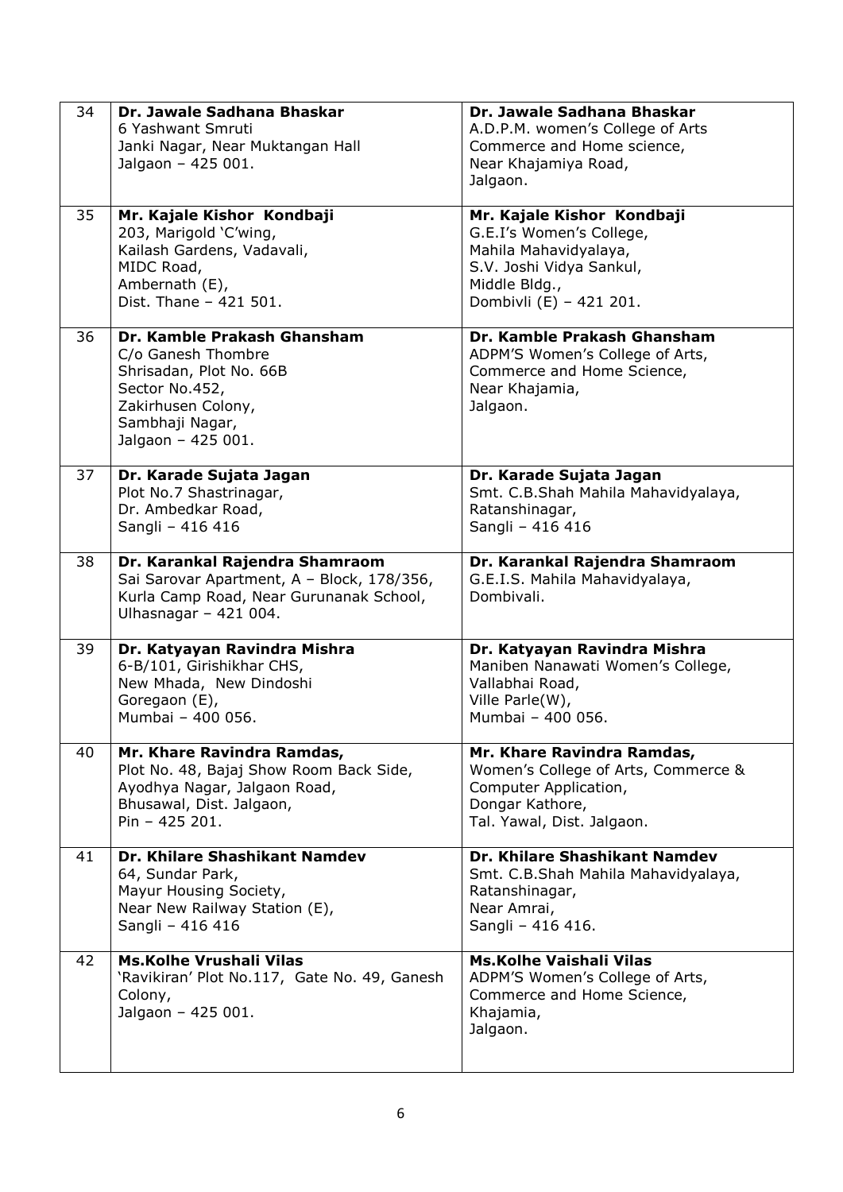| 34 | **Dr. Jawale Sadhana Bhaskar**<br>6 Yashwant Smruti<br>Janki Nagar, Near Muktangan Hall<br>Jalgaon – 425 001. | **Dr. Jawale Sadhana Bhaskar**<br>A.D.P.M. women's College of Arts<br>Commerce and Home science,<br>Near Khajamiya Road,<br>Jalgaon. |
|---|---|---|
| 35 | **Mr. Kajale Kishor Kondbaji**<br>203, Marigold 'C'wing,<br>Kailash Gardens, Vadavali,<br>MIDC Road,<br>Ambernath (E),<br>Dist. Thane – 421 501. | **Mr. Kajale Kishor Kondbaji**<br>G.E.I's Women's College,<br>Mahila Mahavidyalaya,<br>S.V. Joshi Vidya Sankul,<br>Middle Bldg.,<br>Dombivli (E) – 421 201. |
| 36 | **Dr. Kamble Prakash Ghansham**<br>C/o Ganesh Thombre<br>Shrisadan, Plot No. 66B<br>Sector No.452,<br>Zakirhusen Colony,<br>Sambhaji Nagar,<br>Jalgaon – 425 001. | **Dr. Kamble Prakash Ghansham**<br>ADPM'S Women's College of Arts,<br>Commerce and Home Science,<br>Near Khajamia,<br>Jalgaon. |
| 37 | **Dr. Karade Sujata Jagan**<br>Plot No.7 Shastrinagar,<br>Dr. Ambedkar Road,<br>Sangli – 416 416 | **Dr. Karade Sujata Jagan**<br>Smt. C.B.Shah Mahila Mahavidyalaya,<br>Ratanshinagar,<br>Sangli – 416 416 |
| 38 | **Dr. Karankal Rajendra Shamraom**<br>Sai Sarovar Apartment, A – Block, 178/356,<br>Kurla Camp Road, Near Gurunanak School,<br>Ulhasnagar – 421 004. | **Dr. Karankal Rajendra Shamraom**<br>G.E.I.S. Mahila Mahavidyalaya,<br>Dombivali. |
| 39 | **Dr. Katyayan Ravindra Mishra**<br>6-B/101, Girishikhar CHS,<br>New Mhada, New Dindoshi<br>Goregaon (E),<br>Mumbai – 400 056. | **Dr. Katyayan Ravindra Mishra**<br>Maniben Nanawati Women's College,<br>Vallabhai Road,<br>Ville Parle(W),<br>Mumbai – 400 056. |
| 40 | **Mr. Khare Ravindra Ramdas,**<br>Plot No. 48, Bajaj Show Room Back Side,<br>Ayodhya Nagar, Jalgaon Road,<br>Bhusawal, Dist. Jalgaon,<br>Pin – 425 201. | **Mr. Khare Ravindra Ramdas,**<br>Women's College of Arts, Commerce &<br>Computer Application,<br>Dongar Kathore,<br>Tal. Yawal, Dist. Jalgaon. |
| 41 | **Dr. Khilare Shashikant Namdev**<br>64, Sundar Park,<br>Mayur Housing Society,<br>Near New Railway Station (E),<br>Sangli – 416 416 | **Dr. Khilare Shashikant Namdev**<br>Smt. C.B.Shah Mahila Mahavidyalaya,<br>Ratanshinagar,<br>Near Amrai,<br>Sangli – 416 416. |
| 42 | **Ms.Kolhe Vrushali Vilas**<br>'Ravikiran' Plot No.117, Gate No. 49, Ganesh Colony,<br>Jalgaon – 425 001. | **Ms.Kolhe Vaishali Vilas**<br>ADPM'S Women's College of Arts,<br>Commerce and Home Science,<br>Khajamia,<br>Jalgaon. |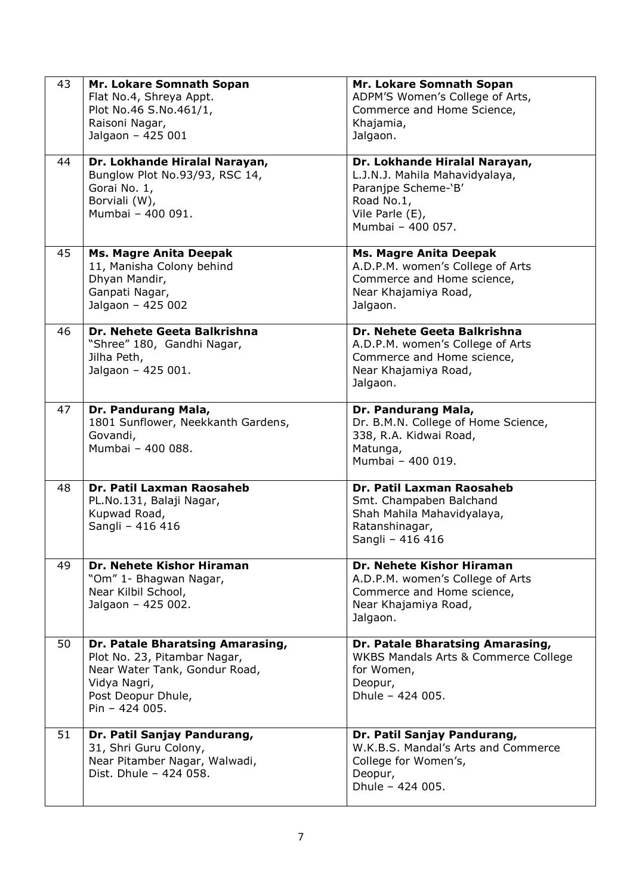| 43 | **Mr. Lokare Somnath Sopan**<br>Flat No.4, Shreya Appt.<br>Plot No.46 S.No.461/1,<br>Raisoni Nagar,<br>Jalgaon – 425 001 | **Mr. Lokare Somnath Sopan**<br>ADPM'S Women's College of Arts,<br>Commerce and Home Science,<br>Khajamia,<br>Jalgaon. |
|---|---|---|
| 44 | **Dr. Lokhande Hiralal Narayan,**<br>Bunglow Plot No.93/93, RSC 14,<br>Gorai No. 1,<br>Borviali (W),<br>Mumbai – 400 091. | **Dr. Lokhande Hiralal Narayan,**<br>L.J.N.J. Mahila Mahavidyalaya,<br>Paranjpe Scheme-'B'<br>Road No.1,<br>Vile Parle (E),<br>Mumbai – 400 057. |
| 45 | **Ms. Magre Anita Deepak**<br>11, Manisha Colony behind<br>Dhyan Mandir,<br>Ganpati Nagar,<br>Jalgaon – 425 002 | **Ms. Magre Anita Deepak**<br>A.D.P.M. women's College of Arts<br>Commerce and Home science,<br>Near Khajamiya Road,<br>Jalgaon. |
| 46 | **Dr. Nehete Geeta Balkrishna**<br>"Shree" 180, Gandhi Nagar,<br>Jilha Peth,<br>Jalgaon – 425 001. | **Dr. Nehete Geeta Balkrishna**<br>A.D.P.M. women's College of Arts<br>Commerce and Home science,<br>Near Khajamiya Road,<br>Jalgaon. |
| 47 | **Dr. Pandurang Mala,**<br>1801 Sunflower, Neekkanth Gardens,<br>Govandi,<br>Mumbai – 400 088. | **Dr. Pandurang Mala,**<br>Dr. B.M.N. College of Home Science,<br>338, R.A. Kidwai Road,<br>Matunga,<br>Mumbai – 400 019. |
| 48 | **Dr. Patil Laxman Raosaheb**<br>PL.No.131, Balaji Nagar,<br>Kupwad Road,<br>Sangli – 416 416 | **Dr. Patil Laxman Raosaheb**<br>Smt. Champaben Balchand<br>Shah Mahila Mahavidyalaya,<br>Ratanshinagar,<br>Sangli – 416 416 |
| 49 | **Dr. Nehete Kishor Hiraman**<br>"Om" 1- Bhagwan Nagar,<br>Near Kilbil School,<br>Jalgaon – 425 002. | **Dr. Nehete Kishor Hiraman**<br>A.D.P.M. women's College of Arts<br>Commerce and Home science,<br>Near Khajamiya Road,<br>Jalgaon. |
| 50 | **Dr. Patale Bharatsing Amarasing,**<br>Plot No. 23, Pitambar Nagar,<br>Near Water Tank, Gondur Road,<br>Vidya Nagri,<br>Post Deopur Dhule,<br>Pin – 424 005. | **Dr. Patale Bharatsing Amarasing,**<br>WKBS Mandals Arts & Commerce College<br>for Women,<br>Deopur,<br>Dhule – 424 005. |
| 51 | **Dr. Patil Sanjay Pandurang,**<br>31, Shri Guru Colony,<br>Near Pitamber Nagar, Walwadi,<br>Dist. Dhule – 424 058. | **Dr. Patil Sanjay Pandurang,**<br>W.K.B.S. Mandal's Arts and Commerce<br>College for Women's,<br>Deopur,<br>Dhule – 424 005. |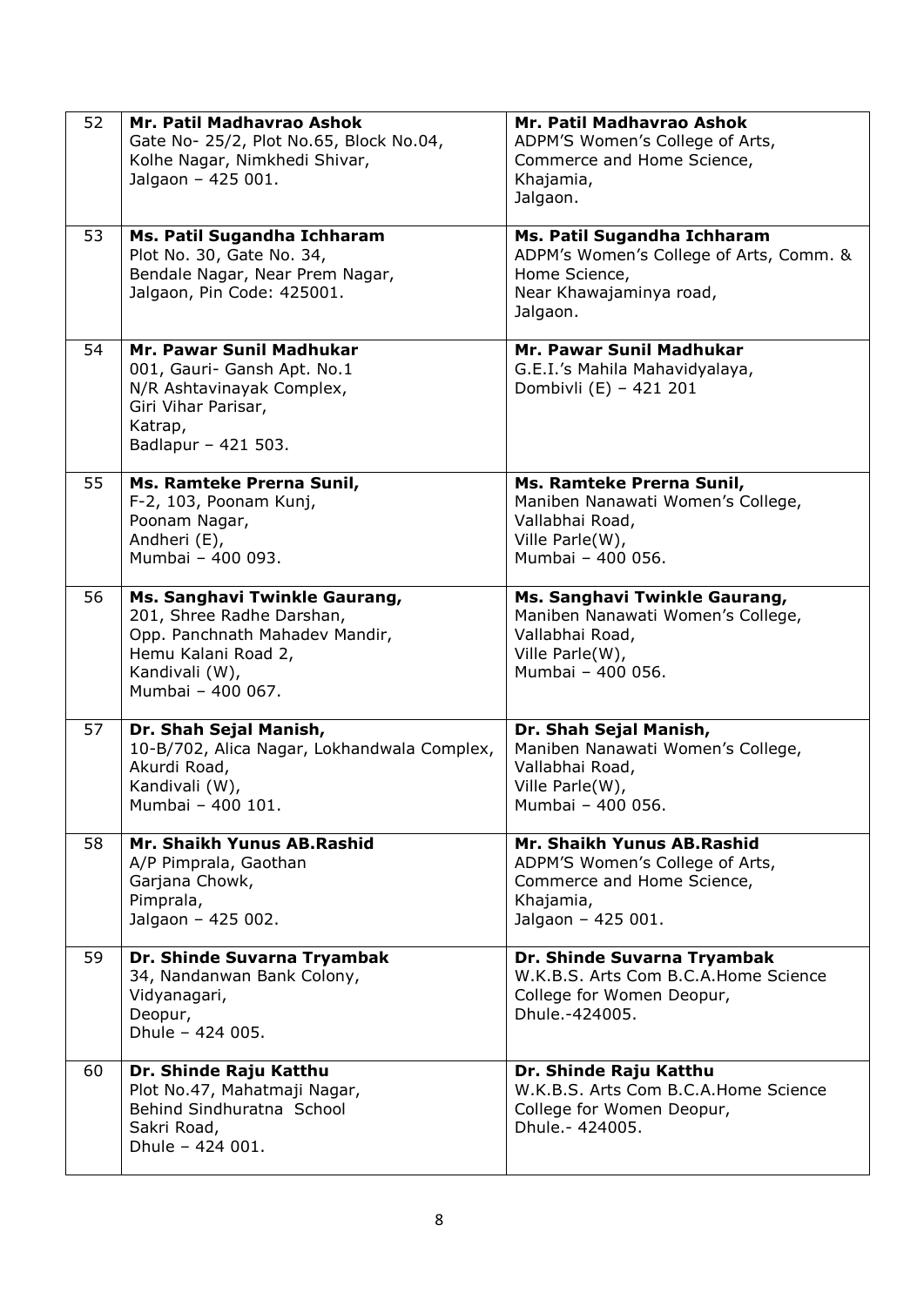| | | |
|---|---|---|
| 52 | **Mr. Patil Madhavrao Ashok**<br>Gate No- 25/2, Plot No.65, Block No.04,<br>Kolhe Nagar, Nimkhedi Shivar,<br>Jalgaon – 425 001. | **Mr. Patil Madhavrao Ashok**<br>ADPM'S Women's College of Arts,<br>Commerce and Home Science,<br>Khajamia,<br>Jalgaon. |
| 53 | **Ms. Patil Sugandha Ichharam**<br>Plot No. 30, Gate No. 34,<br>Bendale Nagar, Near Prem Nagar,<br>Jalgaon, Pin Code: 425001. | **Ms. Patil Sugandha Ichharam**<br>ADPM's Women's College of Arts, Comm. &<br>Home Science,<br>Near Khawajaminya road,<br>Jalgaon. |
| 54 | **Mr. Pawar Sunil Madhukar**<br>001, Gauri- Gansh Apt. No.1<br>N/R Ashtavinayak Complex,<br>Giri Vihar Parisar,<br>Katrap,<br>Badlapur – 421 503. | **Mr. Pawar Sunil Madhukar**<br>G.E.I.'s Mahila Mahavidyalaya,<br>Dombivli (E) – 421 201 |
| 55 | **Ms. Ramteke Prerna Sunil,**<br>F-2, 103, Poonam Kunj,<br>Poonam Nagar,<br>Andheri (E),<br>Mumbai – 400 093. | **Ms. Ramteke Prerna Sunil,**<br>Maniben Nanawati Women's College,<br>Vallabhai Road,<br>Ville Parle(W),<br>Mumbai – 400 056. |
| 56 | **Ms. Sanghavi Twinkle Gaurang,**<br>201, Shree Radhe Darshan,<br>Opp. Panchnath Mahadev Mandir,<br>Hemu Kalani Road 2,<br>Kandivali (W),<br>Mumbai – 400 067. | **Ms. Sanghavi Twinkle Gaurang,**<br>Maniben Nanawati Women's College,<br>Vallabhai Road,<br>Ville Parle(W),<br>Mumbai – 400 056. |
| 57 | **Dr. Shah Sejal Manish,**<br>10-B/702, Alica Nagar, Lokhandwala Complex,<br>Akurdi Road,<br>Kandivali (W),<br>Mumbai – 400 101. | **Dr. Shah Sejal Manish,**<br>Maniben Nanawati Women's College,<br>Vallabhai Road,<br>Ville Parle(W),<br>Mumbai – 400 056. |
| 58 | **Mr. Shaikh Yunus AB.Rashid**<br>A/P Pimprala, Gaothan<br>Garjana Chowk,<br>Pimprala,<br>Jalgaon – 425 002. | **Mr. Shaikh Yunus AB.Rashid**<br>ADPM'S Women's College of Arts,<br>Commerce and Home Science,<br>Khajamia,<br>Jalgaon – 425 001. |
| 59 | **Dr. Shinde Suvarna Tryambak**<br>34, Nandanwan Bank Colony,<br>Vidyanagari,<br>Deopur,<br>Dhule – 424 005. | **Dr. Shinde Suvarna Tryambak**<br>W.K.B.S. Arts Com B.C.A.Home Science<br>College for Women Deopur,<br>Dhule.-424005. |
| 60 | **Dr. Shinde Raju Katthu**<br>Plot No.47, Mahatmaji Nagar,<br>Behind Sindhuratna School<br>Sakri Road,<br>Dhule – 424 001. | **Dr. Shinde Raju Katthu**<br>W.K.B.S. Arts Com B.C.A.Home Science<br>College for Women Deopur,<br>Dhule.- 424005. |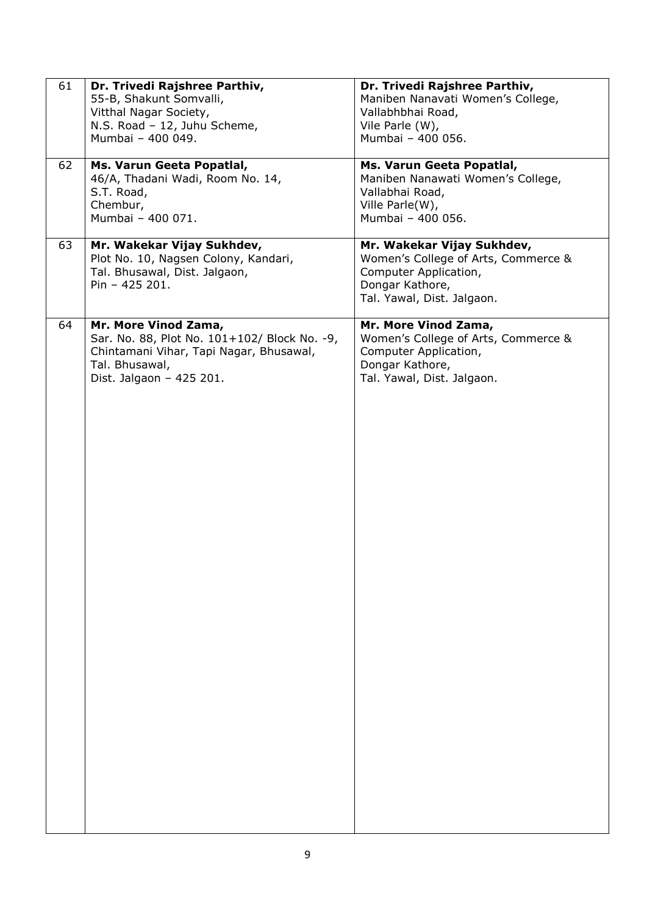| | | |
|---|---|---|
| 61 | **Dr. Trivedi Rajshree Parthiv,**<br>55-B, Shakunt Somvalli,<br>Vitthal Nagar Society,<br>N.S. Road – 12, Juhu Scheme,<br>Mumbai – 400 049. | **Dr. Trivedi Rajshree Parthiv,**<br>Maniben Nanavati Women's College,<br>Vallabhbhai Road,<br>Vile Parle (W),<br>Mumbai – 400 056. |
| 62 | **Ms. Varun Geeta Popatlal,**<br>46/A, Thadani Wadi, Room No. 14,<br>S.T. Road,<br>Chembur,<br>Mumbai – 400 071. | **Ms. Varun Geeta Popatlal,**<br>Maniben Nanawati Women's College,<br>Vallabhai Road,<br>Ville Parle(W),<br>Mumbai – 400 056. |
| 63 | **Mr. Wakekar Vijay Sukhdev,**<br>Plot No. 10, Nagsen Colony, Kandari,<br>Tal. Bhusawal, Dist. Jalgaon,<br>Pin – 425 201. | **Mr. Wakekar Vijay Sukhdev,**<br>Women's College of Arts, Commerce &<br>Computer Application,<br>Dongar Kathore,<br>Tal. Yawal, Dist. Jalgaon. |
| 64 | **Mr. More Vinod Zama,**<br>Sar. No. 88, Plot No. 101+102/ Block No. -9,<br>Chintamani Vihar, Tapi Nagar, Bhusawal,<br>Tal. Bhusawal,<br>Dist. Jalgaon – 425 201. | **Mr. More Vinod Zama,**<br>Women's College of Arts, Commerce &<br>Computer Application,<br>Dongar Kathore,<br>Tal. Yawal, Dist. Jalgaon. |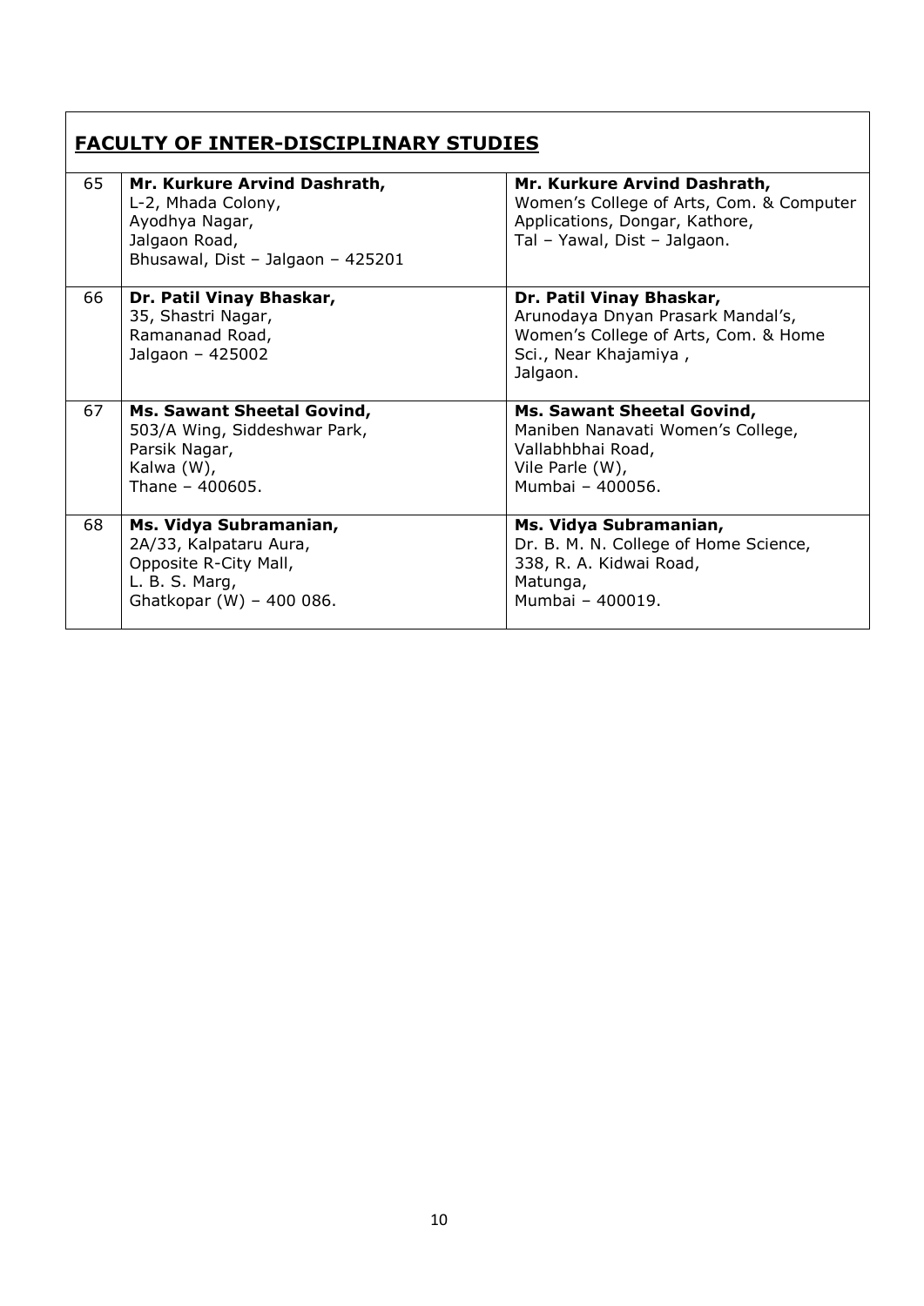## FACULTY OF INTER-DISCIPLINARY STUDIES

| | | |
|---|---|---|
| 65 | **Mr. Kurkure Arvind Dashrath,**<br>L-2, Mhada Colony,<br>Ayodhya Nagar,<br>Jalgaon Road,<br>Bhusawal, Dist – Jalgaon – 425201 | **Mr. Kurkure Arvind Dashrath,**<br>Women's College of Arts, Com. & Computer Applications, Dongar, Kathore,<br>Tal – Yawal, Dist – Jalgaon. |
| 66 | **Dr. Patil Vinay Bhaskar,**<br>35, Shastri Nagar,<br>Ramananad Road,<br>Jalgaon – 425002 | **Dr. Patil Vinay Bhaskar,**<br>Arunodaya Dnyan Prasark Mandal's,<br>Women's College of Arts, Com. & Home Sci., Near Khajamiya ,<br>Jalgaon. |
| 67 | **Ms. Sawant Sheetal Govind,**<br>503/A Wing, Siddeshwar Park,<br>Parsik Nagar,<br>Kalwa (W),<br>Thane – 400605. | **Ms. Sawant Sheetal Govind,**<br>Maniben Nanavati Women's College,<br>Vallabhbhai Road,<br>Vile Parle (W),<br>Mumbai – 400056. |
| 68 | **Ms. Vidya Subramanian,**<br>2A/33, Kalpataru Aura,<br>Opposite R-City Mall,<br>L. B. S. Marg,<br>Ghatkopar (W) – 400 086. | **Ms. Vidya Subramanian,**<br>Dr. B. M. N. College of Home Science,<br>338, R. A. Kidwai Road,<br>Matunga,<br>Mumbai – 400019. |